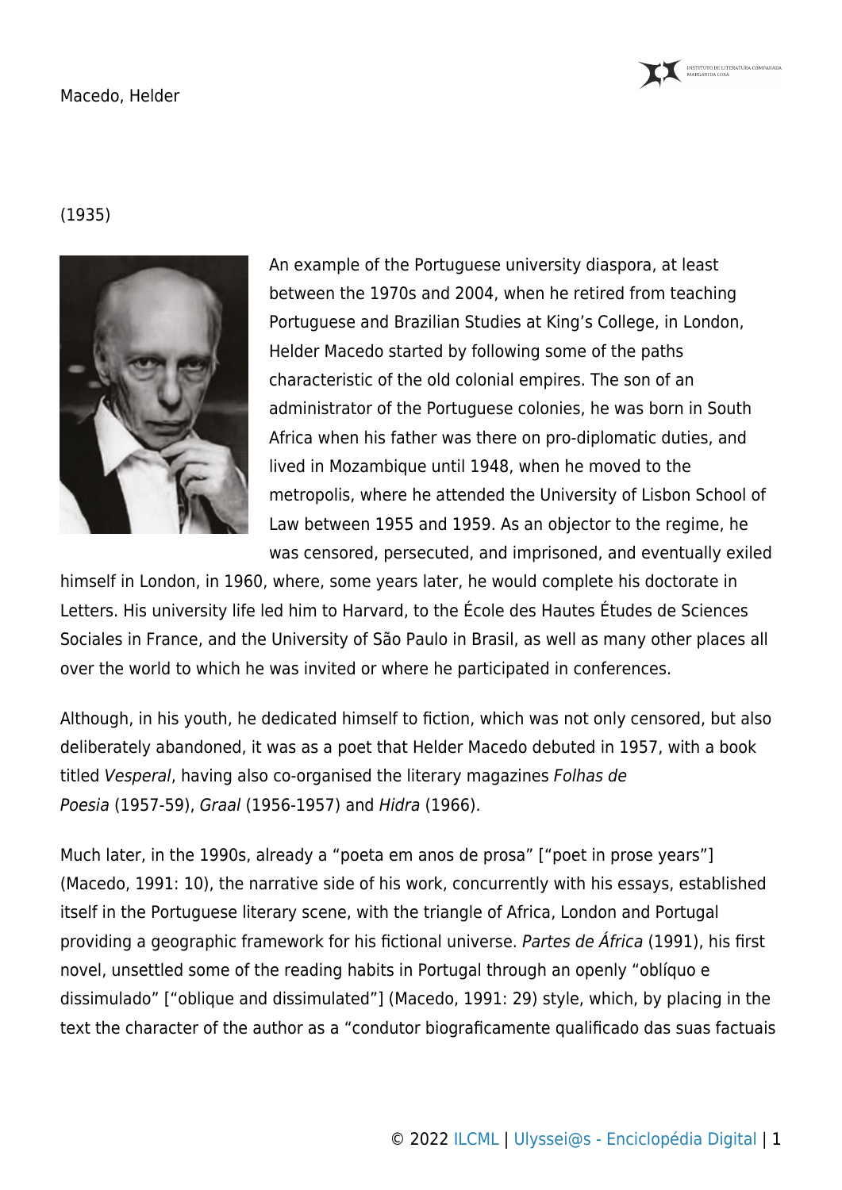# Macedo, Helder

(1935)

An example of the Portuguese university diaspora, at least between the 1970s and 2004, when he retired from teaching Portuguese and Brazilian Studies at King's College, in London, Helder Macedo started by following some of the paths characteristic of the old colonial empires. The son of an administrator of the Portuguese colonies, he was born in South Africa when his father was there on pro-diplomatic duties, and lived in Mozambique until 1948, when he moved to the metropolis, where he attended the University of Lisbon School of Law between 1955 and 1959. As an objector to the regime, he was censored, persecuted, and imprisoned, and eventually exiled himself in London, in 1960, where, some years later, he would complete his doctorate in Letters. His university life led him to Harvard, to the École des Hautes Études de Sciences Sociales in France, and the University of São Paulo in Brasil, as well as many other places all over the world to which he was invited or where he participated in conferences.

Although, in his youth, he dedicated himself to fiction, which was not only censored, but also deliberately abandoned, it was as a poet that Helder Macedo debuted in 1957, with a book titled *Vesperal*, having also co-organised the literary magazines *Folhas de Poesia* (1957-59), *Graal* (1956-1957) and *Hidra* (1966).

Much later, in the 1990s, already a "poeta em anos de prosa" ["poet in prose years"] (Macedo, 1991: 10), the narrative side of his work, concurrently with his essays, established itself in the Portuguese literary scene, with the triangle of Africa, London and Portugal providing a geographic framework for his fictional universe. *Partes de África* (1991), his first novel, unsettled some of the reading habits in Portugal through an openly "oblíquo e dissimulado" ["oblique and dissimulated"] (Macedo, 1991: 29) style, which, by placing in the text the character of the author as a "condutor biograficamente qualificado das suas factuais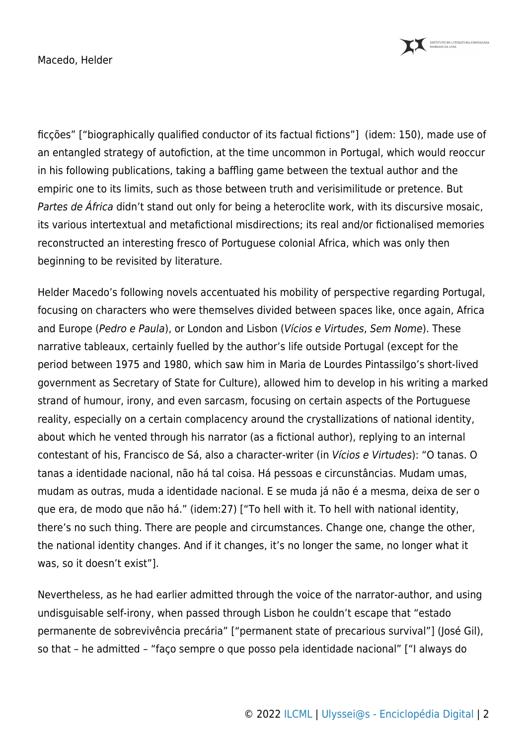ficções" ["biographically qualified conductor of its factual fictions"]  (idem: 150), made use of an entangled strategy of autofiction, at the time uncommon in Portugal, which would reoccur in his following publications, taking a baffling game between the textual author and the empiric one to its limits, such as those between truth and verisimilitude or pretence. But *Partes de África* didn't stand out only for being a heteroclite work, with its discursive mosaic, its various intertextual and metafictional misdirections; its real and/or fictionalised memories reconstructed an interesting fresco of Portuguese colonial Africa, which was only then beginning to be revisited by literature.

Helder Macedo's following novels accentuated his mobility of perspective regarding Portugal, focusing on characters who were themselves divided between spaces like, once again, Africa and Europe (*Pedro e Paula*), or London and Lisbon (*Vícios e Virtudes*, *Sem Nome*). These narrative tableaux, certainly fuelled by the author's life outside Portugal (except for the period between 1975 and 1980, which saw him in Maria de Lourdes Pintassilgo's short-lived government as Secretary of State for Culture), allowed him to develop in his writing a marked strand of humour, irony, and even sarcasm, focusing on certain aspects of the Portuguese reality, especially on a certain complacency around the crystallizations of national identity, about which he vented through his narrator (as a fictional author), replying to an internal contestant of his, Francisco de Sá, also a character-writer (in *Vícios e Virtudes*): "O tanas. O tanas a identidade nacional, não há tal coisa. Há pessoas e circunstâncias. Mudam umas, mudam as outras, muda a identidade nacional. E se muda já não é a mesma, deixa de ser o que era, de modo que não há." (idem:27) ["To hell with it. To hell with national identity, there's no such thing. There are people and circumstances. Change one, change the other, the national identity changes. And if it changes, it's no longer the same, no longer what it was, so it doesn't exist"].

Nevertheless, as he had earlier admitted through the voice of the narrator-author, and using undisguisable self-irony, when passed through Lisbon he couldn't escape that "estado permanente de sobrevivência precária" ["permanent state of precarious survival"] (José Gil), so that – he admitted – "faço sempre o que posso pela identidade nacional" ["I always do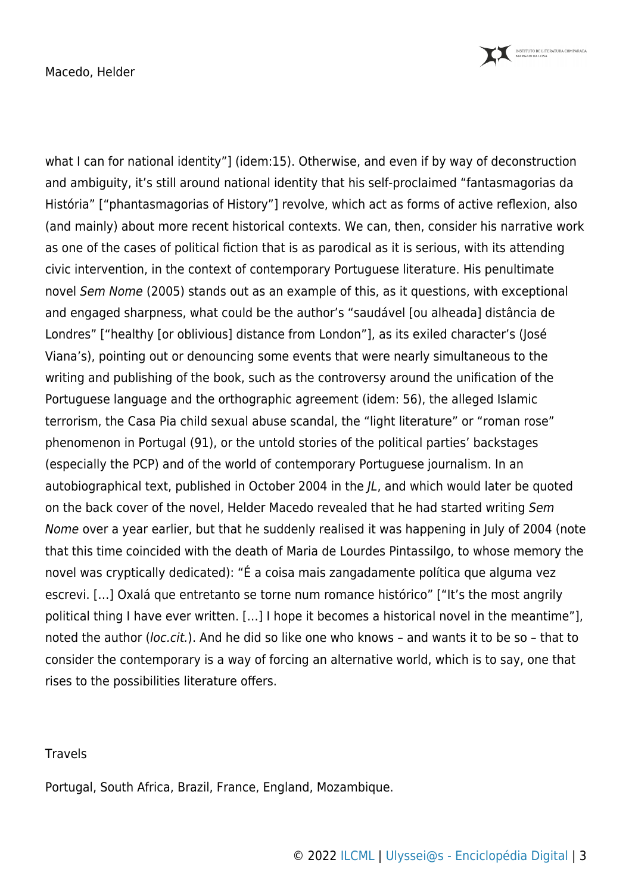what I can for national identity"] (idem:15). Otherwise, and even if by way of deconstruction and ambiguity, it's still around national identity that his self-proclaimed "fantasmagorias da História" ["phantasmagorias of History"] revolve, which act as forms of active reflexion, also (and mainly) about more recent historical contexts. We can, then, consider his narrative work as one of the cases of political fiction that is as parodical as it is serious, with its attending civic intervention, in the context of contemporary Portuguese literature. His penultimate novel *Sem Nome* (2005) stands out as an example of this, as it questions, with exceptional and engaged sharpness, what could be the author's "saudável [ou alheada] distância de Londres" ["healthy [or oblivious] distance from London"], as its exiled character's (José Viana's), pointing out or denouncing some events that were nearly simultaneous to the writing and publishing of the book, such as the controversy around the unification of the Portuguese language and the orthographic agreement (idem: 56), the alleged Islamic terrorism, the Casa Pia child sexual abuse scandal, the "light literature" or "roman rose" phenomenon in Portugal (91), or the untold stories of the political parties' backstages (especially the PCP) and of the world of contemporary Portuguese journalism. In an autobiographical text, published in October 2004 in the *JL*, and which would later be quoted on the back cover of the novel, Helder Macedo revealed that he had started writing *Sem Nome* over a year earlier, but that he suddenly realised it was happening in July of 2004 (note that this time coincided with the death of Maria de Lourdes Pintassilgo, to whose memory the novel was cryptically dedicated): "É a coisa mais zangadamente política que alguma vez escrevi. […] Oxalá que entretanto se torne num romance histórico" ["It's the most angrily political thing I have ever written. […] I hope it becomes a historical novel in the meantime"], noted the author (*loc.cit.*). And he did so like one who knows – and wants it to be so – that to consider the contemporary is a way of forcing an alternative world, which is to say, one that rises to the possibilities literature offers.

Travels

Portugal, South Africa, Brazil, France, England, Mozambique.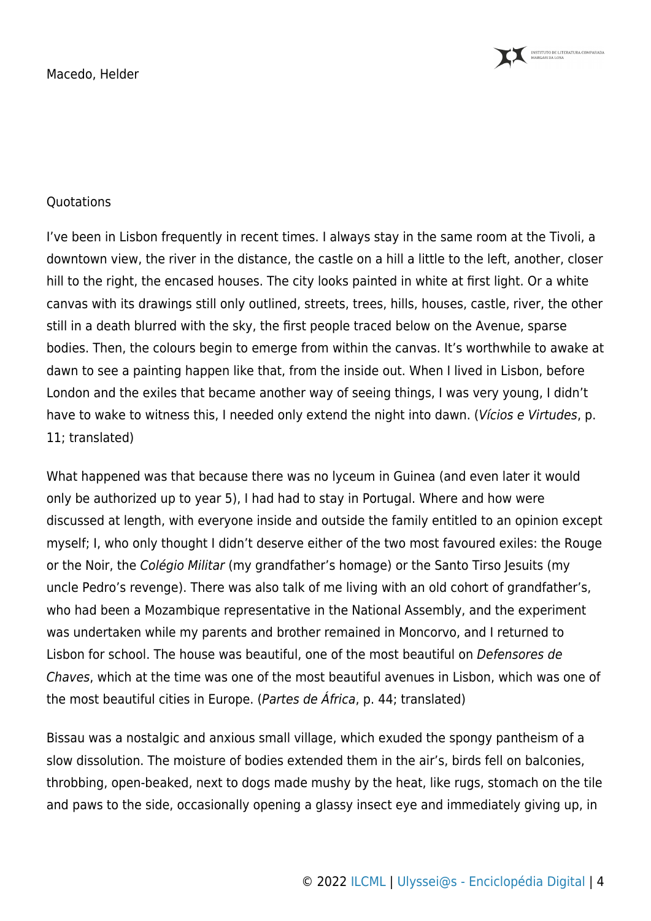Quotations

I’ve been in Lisbon frequently in recent times. I always stay in the same room at the Tivoli, a downtown view, the river in the distance, the castle on a hill a little to the left, another, closer hill to the right, the encased houses. The city looks painted in white at first light. Or a white canvas with its drawings still only outlined, streets, trees, hills, houses, castle, river, the other still in a death blurred with the sky, the first people traced below on the Avenue, sparse bodies. Then, the colours begin to emerge from within the canvas. It’s worthwhile to awake at dawn to see a painting happen like that, from the inside out. When I lived in Lisbon, before London and the exiles that became another way of seeing things, I was very young, I didn’t have to wake to witness this, I needed only extend the night into dawn. (*Vícios e Virtudes*, p. 11; translated)

What happened was that because there was no lyceum in Guinea (and even later it would only be authorized up to year 5), I had had to stay in Portugal. Where and how were discussed at length, with everyone inside and outside the family entitled to an opinion except myself; I, who only thought I didn’t deserve either of the two most favoured exiles: the Rouge or the Noir, the *Colégio Militar* (my grandfather’s homage) or the Santo Tirso Jesuits (my uncle Pedro’s revenge). There was also talk of me living with an old cohort of grandfather’s, who had been a Mozambique representative in the National Assembly, and the experiment was undertaken while my parents and brother remained in Moncorvo, and I returned to Lisbon for school. The house was beautiful, one of the most beautiful on *Defensores de Chaves*, which at the time was one of the most beautiful avenues in Lisbon, which was one of the most beautiful cities in Europe. (*Partes de África*, p. 44; translated)

Bissau was a nostalgic and anxious small village, which exuded the spongy pantheism of a slow dissolution. The moisture of bodies extended them in the air’s, birds fell on balconies, throbbing, open-beaked, next to dogs made mushy by the heat, like rugs, stomach on the tile and paws to the side, occasionally opening a glassy insect eye and immediately giving up, in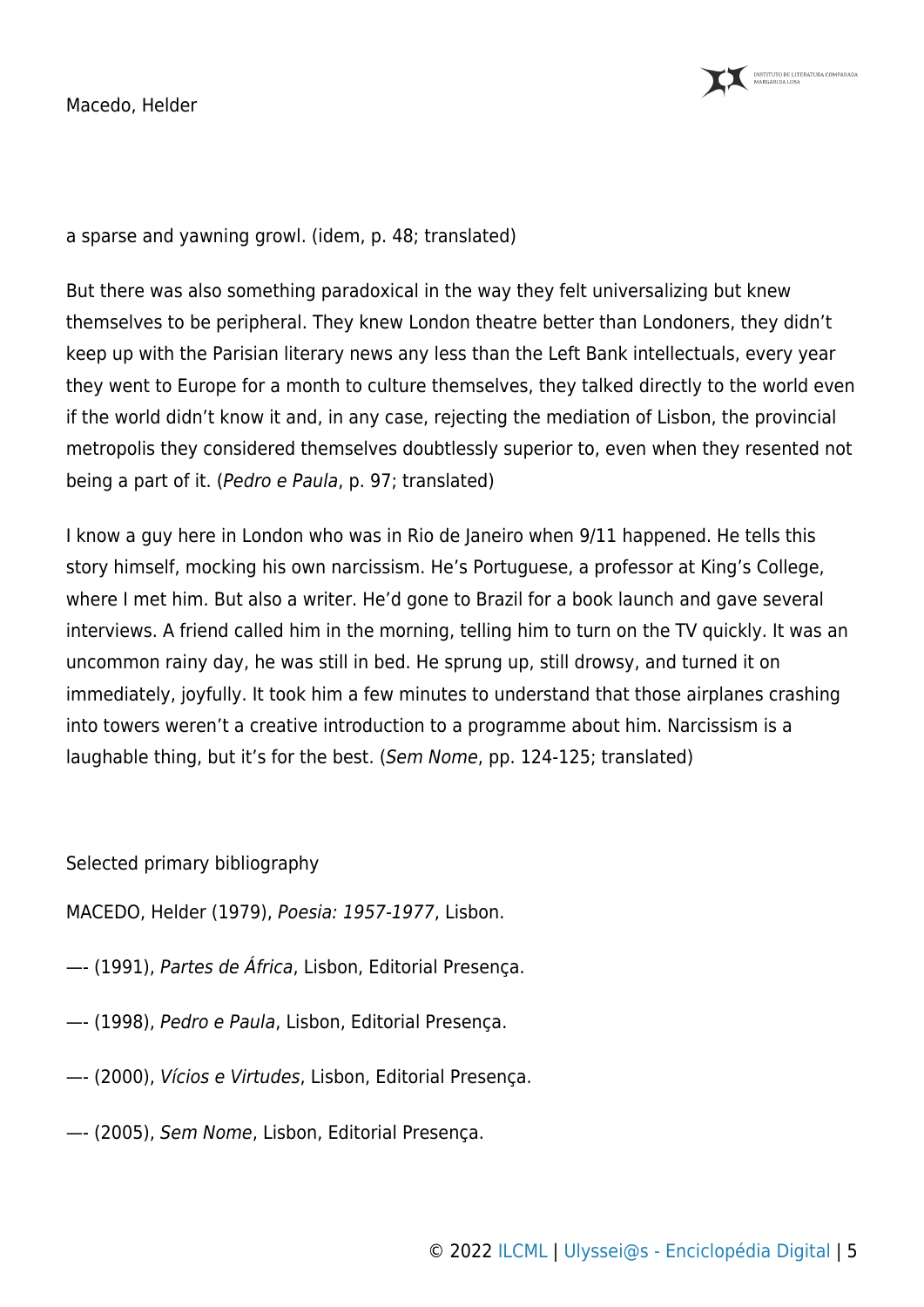a sparse and yawning growl. (idem, p. 48; translated)

But there was also something paradoxical in the way they felt universalizing but knew themselves to be peripheral. They knew London theatre better than Londoners, they didn't keep up with the Parisian literary news any less than the Left Bank intellectuals, every year they went to Europe for a month to culture themselves, they talked directly to the world even if the world didn't know it and, in any case, rejecting the mediation of Lisbon, the provincial metropolis they considered themselves doubtlessly superior to, even when they resented not being a part of it. (*Pedro e Paula*, p. 97; translated)

I know a guy here in London who was in Rio de Janeiro when 9/11 happened. He tells this story himself, mocking his own narcissism. He's Portuguese, a professor at King's College, where I met him. But also a writer. He'd gone to Brazil for a book launch and gave several interviews. A friend called him in the morning, telling him to turn on the TV quickly. It was an uncommon rainy day, he was still in bed. He sprung up, still drowsy, and turned it on immediately, joyfully. It took him a few minutes to understand that those airplanes crashing into towers weren't a creative introduction to a programme about him. Narcissism is a laughable thing, but it's for the best. (*Sem Nome*, pp. 124-125; translated)

Selected primary bibliography

MACEDO, Helder (1979), *Poesia: 1957-1977*, Lisbon.

—- (1991), *Partes de África*, Lisbon, Editorial Presença.

—- (1998), *Pedro e Paula*, Lisbon, Editorial Presença.

—- (2000), *Vícios e Virtudes*, Lisbon, Editorial Presença.

—- (2005), *Sem Nome*, Lisbon, Editorial Presença.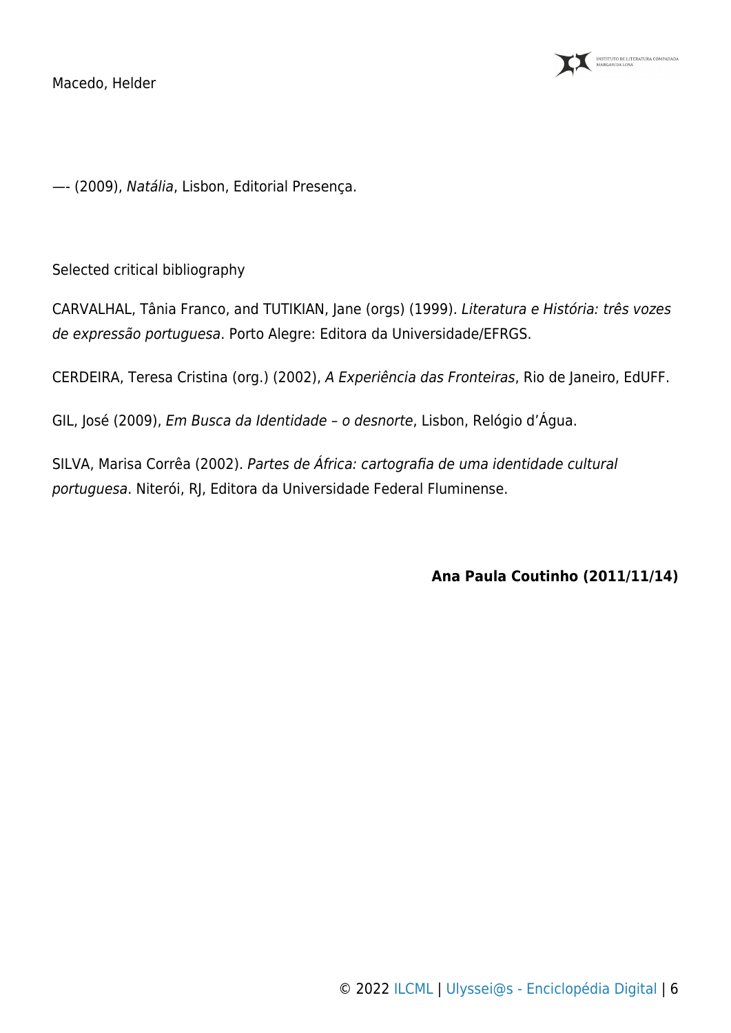—- (2009), *Natália*, Lisbon, Editorial Presença.

Selected critical bibliography

CARVALHAL, Tânia Franco, and TUTIKIAN, Jane (orgs) (1999). *Literatura e História: três vozes de expressão portuguesa*. Porto Alegre: Editora da Universidade/EFRGS.

CERDEIRA, Teresa Cristina (org.) (2002), *A Experiência das Fronteiras*, Rio de Janeiro, EdUFF.

GIL, José (2009), *Em Busca da Identidade – o desnorte*, Lisbon, Relógio d'Água.

SILVA, Marisa Corrêa (2002). *Partes de África: cartografia de uma identidade cultural portuguesa*. Niterói, RJ, Editora da Universidade Federal Fluminense.

**Ana Paula Coutinho (2011/11/14)**